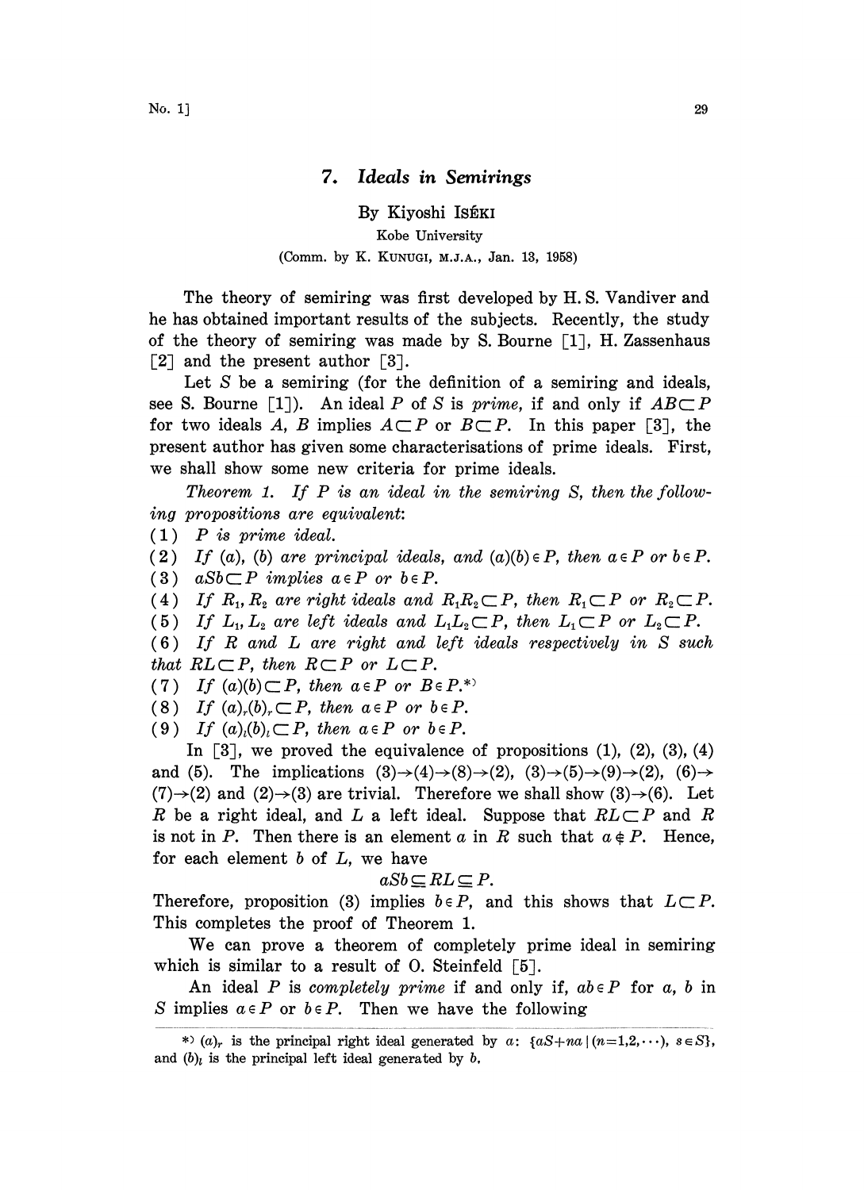## 7. *Ideals in Semirings*

By Kiyoshi Iséki

Kobe University

(Comm. by K. Kunugi, M.J.A., Jan. 13, 1958)

The theory of semiring was first developed by H. S. Vandiver and he has obtained important results of the subjects. Recently, the study of the theory of semiring was made by S. Bourne [1], H. Zassenhaus [2] and the present author [3].

Let $S$ be a semiring (for the definition of a semiring and ideals, see S. Bourne [1]). An ideal $P$ of $S$ is *prime*, if and only if $AB \subset P$ for two ideals $A$, $B$ implies $A \subset P$ or $B \subset P$. In this paper [3], the present author has given some characterisations of prime ideals. First, we shall show some new criteria for prime ideals.

*Theorem 1. If $P$ is an ideal in the semiring $S$, then the following propositions are equivalent:*

(1) *$P$ is prime ideal.*

(2) *If $(a)$, $(b)$ are principal ideals, and $(a)(b) \in P$, then $a \in P$ or $b \in P$.*

(3) *$aSb \subset P$ implies $a \in P$ or $b \in P$.*

(4) *If $R_1, R_2$ are right ideals and $R_1R_2 \subset P$, then $R_1 \subset P$ or $R_2 \subset P$.*

(5) *If $L_1, L_2$ are left ideals and $L_1L_2 \subset P$, then $L_1 \subset P$ or $L_2 \subset P$.*

(6) *If $R$ and $L$ are right and left ideals respectively in $S$ such that $RL \subset P$, then $R \subset P$ or $L \subset P$.*

(7) *If $(a)(b) \subset P$, then $a \in P$ or $B \in P$.*\*)

(8) *If $(a)_r(b)_r \subset P$, then $a \in P$ or $b \in P$.*

(9) *If $(a)_l(b)_l \subset P$, then $a \in P$ or $b \in P$.*

In [3], we proved the equivalence of propositions (1), (2), (3), (4) and (5). The implications $(3) \to (4) \to (8) \to (2)$, $(3) \to (5) \to (9) \to (2)$, $(6) \to (7) \to (2)$ and $(2) \to (3)$ are trivial. Therefore we shall show $(3) \to (6)$. Let $R$ be a right ideal, and $L$ a left ideal. Suppose that $RL \subset P$ and $R$ is not in $P$. Then there is an element $a$ in $R$ such that $a \notin P$. Hence, for each element $b$ of $L$, we have

$$aSb \subseteq RL \subseteq P.$$

Therefore, proposition (3) implies $b \in P$, and this shows that $L \subset P$. This completes the proof of Theorem 1.

We can prove a theorem of completely prime ideal in semiring which is similar to a result of O. Steinfeld [5].

An ideal $P$ is *completely prime* if and only if, $ab \in P$ for $a$, $b$ in $S$ implies $a \in P$ or $b \in P$. Then we have the following

\*) $(a)_r$ is the principal right ideal generated by $a$: $\{aS + na \mid (n=1,2,\cdots), s \in S\}$, and $(b)_l$ is the principal left ideal generated by $b$.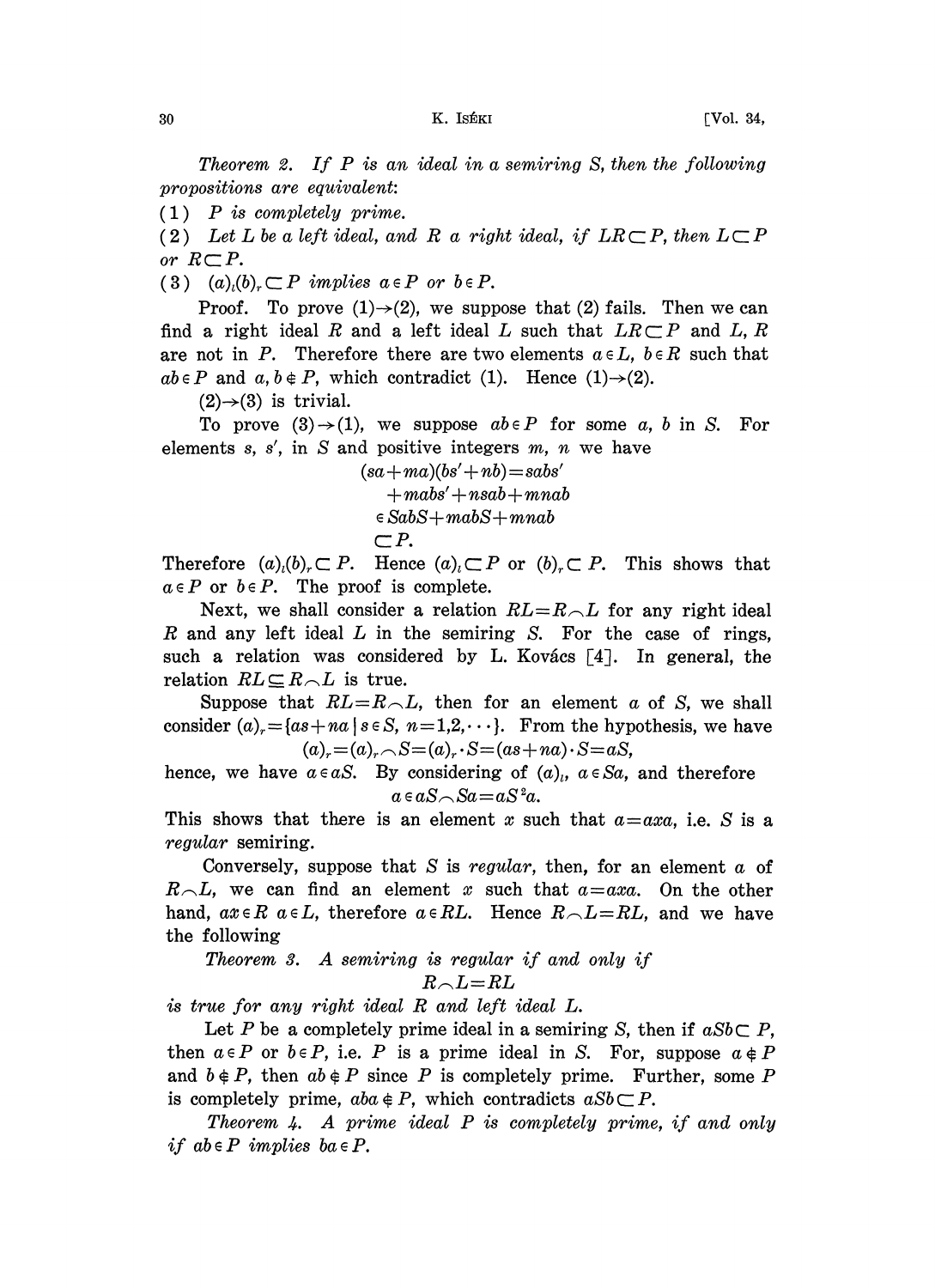*Theorem 2. If $P$ is an ideal in a semiring $S$, then the following propositions are equivalent:*

(1) *$P$ is completely prime.*

(2) *Let $L$ be a left ideal, and $R$ a right ideal, if $LR \subset P$, then $L \subset P$ or $R \subset P$.*

(3) *$(a)_l (b)_r \subset P$ implies $a \in P$ or $b \in P$.*

Proof. To prove $(1) \rightarrow (2)$, we suppose that (2) fails. Then we can find a right ideal $R$ and a left ideal $L$ such that $LR \subset P$ and $L$, $R$ are not in $P$. Therefore there are two elements $a \in L$, $b \in R$ such that $ab \in P$ and $a, b \notin P$, which contradict (1). Hence $(1) \rightarrow (2)$.

$(2) \rightarrow (3)$ is trivial.

To prove $(3) \rightarrow (1)$, we suppose $ab \in P$ for some $a$, $b$ in $S$. For elements $s$, $s'$, in $S$ and positive integers $m$, $n$ we have

$$
\begin{aligned}
(sa+ma)(bs'+nb) &= sabs' \\
&\quad + mabs' + nsab + mnab \\
&\in SabS + mabS + mnab \\
&\subset P.
\end{aligned}
$$

Therefore $(a)_l (b)_r \subset P$. Hence $(a)_l \subset P$ or $(b)_r \subset P$. This shows that $a \in P$ or $b \in P$. The proof is complete.

Next, we shall consider a relation $RL = R \frown L$ for any right ideal $R$ and any left ideal $L$ in the semiring $S$. For the case of rings, such a relation was considered by L. Kovács [4]. In general, the relation $RL \subseteq R \frown L$ is true.

Suppose that $RL = R \frown L$, then for an element $a$ of $S$, we shall consider $(a)_r = \{as + na \mid s \in S,\ n = 1, 2, \cdots\}$. From the hypothesis, we have

$$
(a)_r = (a)_r \frown S = (a)_r \cdot S = (as + na) \cdot S = aS,
$$

hence, we have $a \in aS$. By considering of $(a)_l$, $a \in Sa$, and therefore

$$
a \in aS \frown Sa = aS^2 a.
$$

This shows that there is an element $x$ such that $a = axa$, i.e. $S$ is a *regular* semiring.

Conversely, suppose that $S$ is *regular*, then, for an element $a$ of $R \frown L$, we can find an element $x$ such that $a = axa$. On the other hand, $ax \in R$ $a \in L$, therefore $a \in RL$. Hence $R \frown L = RL$, and we have the following

*Theorem 3. A semiring is regular if and only if*

$$
R \frown L = RL
$$

*is true for any right ideal $R$ and left ideal $L$.*

Let $P$ be a completely prime ideal in a semiring $S$, then if $aSb \subset P$, then $a \in P$ or $b \in P$, i.e. $P$ is a prime ideal in $S$. For, suppose $a \notin P$ and $b \notin P$, then $ab \notin P$ since $P$ is completely prime. Further, some $P$ is completely prime, $aba \notin P$, which contradicts $aSb \subset P$.

*Theorem 4. A prime ideal $P$ is completely prime, if and only if $ab \in P$ implies $ba \in P$.*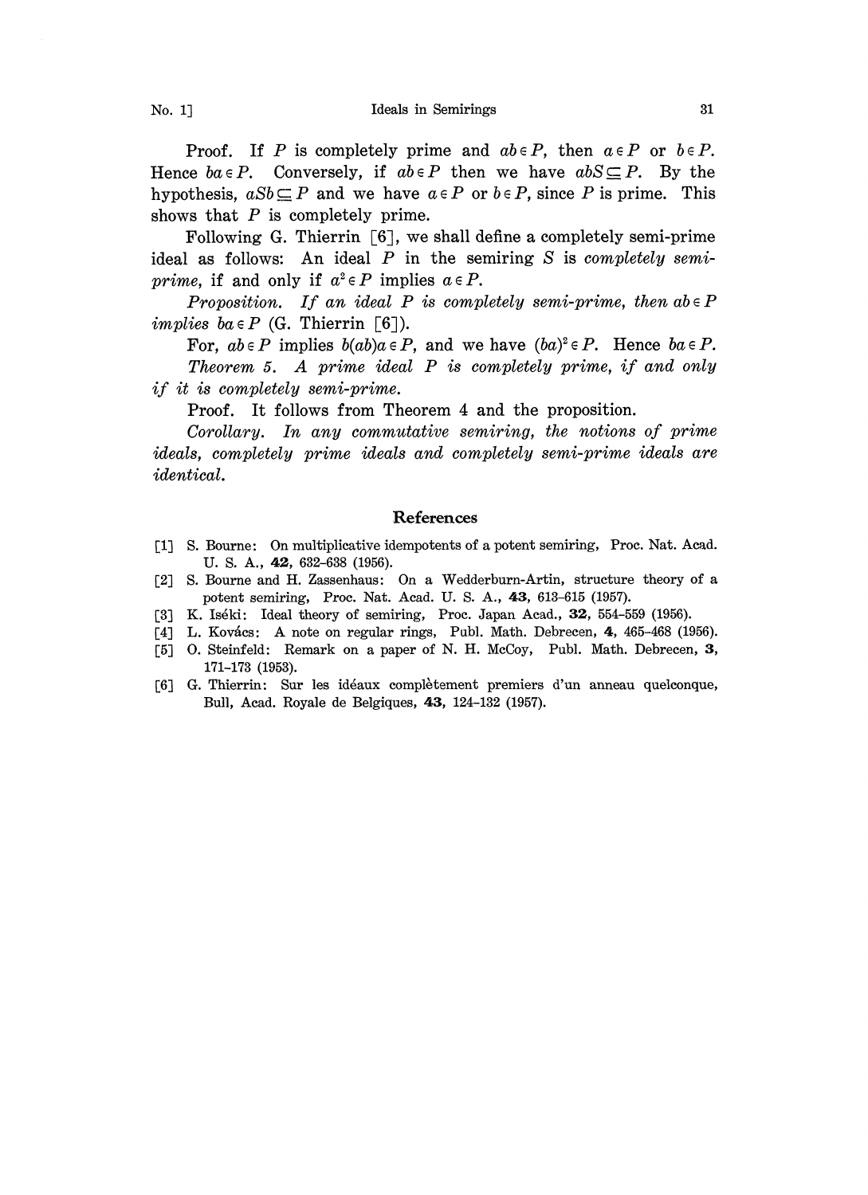Proof. If $P$ is completely prime and $ab \in P$, then $a \in P$ or $b \in P$. Hence $ba \in P$. Conversely, if $ab \in P$ then we have $abS \subseteq P$. By the hypothesis, $aSb \subseteq P$ and we have $a \in P$ or $b \in P$, since $P$ is prime. This shows that $P$ is completely prime.

Following G. Thierrin [6], we shall define a completely semi-prime ideal as follows: An ideal $P$ in the semiring $S$ is *completely semi-prime*, if and only if $a^2 \in P$ implies $a \in P$.

*Proposition. If an ideal $P$ is completely semi-prime, then $ab \in P$ implies $ba \in P$* (G. Thierrin [6]).

For, $ab \in P$ implies $b(ab)a \in P$, and we have $(ba)^2 \in P$. Hence $ba \in P$.

*Theorem 5. A prime ideal $P$ is completely prime, if and only if it is completely semi-prime.*

Proof. It follows from Theorem 4 and the proposition.

*Corollary. In any commutative semiring, the notions of prime ideals, completely prime ideals and completely semi-prime ideals are identical.*

## References

[1] S. Bourne: On multiplicative idempotents of a potent semiring, Proc. Nat. Acad. U. S. A., **42**, 632–638 (1956).

[2] S. Bourne and H. Zassenhaus: On a Wedderburn-Artin, structure theory of a potent semiring, Proc. Nat. Acad. U. S. A., **43**, 613–615 (1957).

[3] K. Iséki: Ideal theory of semiring, Proc. Japan Acad., **32**, 554–559 (1956).

[4] L. Kovács: A note on regular rings, Publ. Math. Debrecen, **4**, 465–468 (1956).

[5] O. Steinfeld: Remark on a paper of N. H. McCoy, Publ. Math. Debrecen, **3**, 171–173 (1953).

[6] G. Thierrin: Sur les idéaux complètement premiers d'un anneau quelconque, Bull, Acad. Royale de Belgiques, **43**, 124–132 (1957).